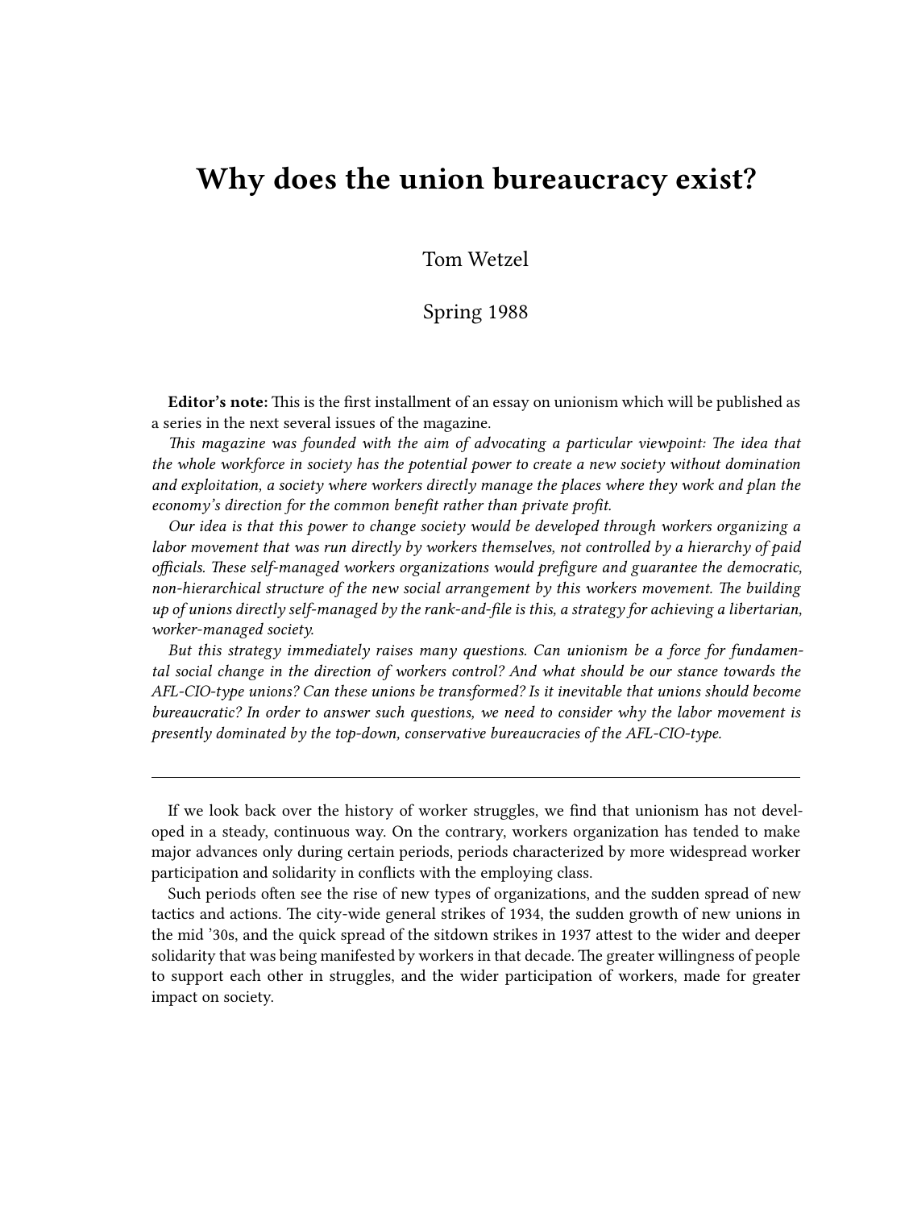# Why does the union bureaucracy exist?

Tom Wetzel

Spring 1988

**Editor's note:** This is the first installment of an essay on unionism which will be published as a series in the next several issues of the magazine.

*This magazine was founded with the aim of advocating a particular viewpoint: The idea that the whole workforce in society has the potential power to create a new society without domination and exploitation, a society where workers directly manage the places where they work and plan the economy's direction for the common benefit rather than private profit.*

*Our idea is that this power to change society would be developed through workers organizing a labor movement that was run directly by workers themselves, not controlled by a hierarchy of paid officials. These self-managed workers organizations would prefigure and guarantee the democratic, non-hierarchical structure of the new social arrangement by this workers movement. The building up of unions directly self-managed by the rank-and-file is this, a strategy for achieving a libertarian, worker-managed society.*

*But this strategy immediately raises many questions. Can unionism be a force for fundamental social change in the direction of workers control? And what should be our stance towards the AFL-CIO-type unions? Can these unions be transformed? Is it inevitable that unions should become bureaucratic? In order to answer such questions, we need to consider why the labor movement is presently dominated by the top-down, conservative bureaucracies of the AFL-CIO-type.*

---

If we look back over the history of worker struggles, we find that unionism has not developed in a steady, continuous way. On the contrary, workers organization has tended to make major advances only during certain periods, periods characterized by more widespread worker participation and solidarity in conflicts with the employing class.

Such periods often see the rise of new types of organizations, and the sudden spread of new tactics and actions. The city-wide general strikes of 1934, the sudden growth of new unions in the mid '30s, and the quick spread of the sitdown strikes in 1937 attest to the wider and deeper solidarity that was being manifested by workers in that decade. The greater willingness of people to support each other in struggles, and the wider participation of workers, made for greater impact on society.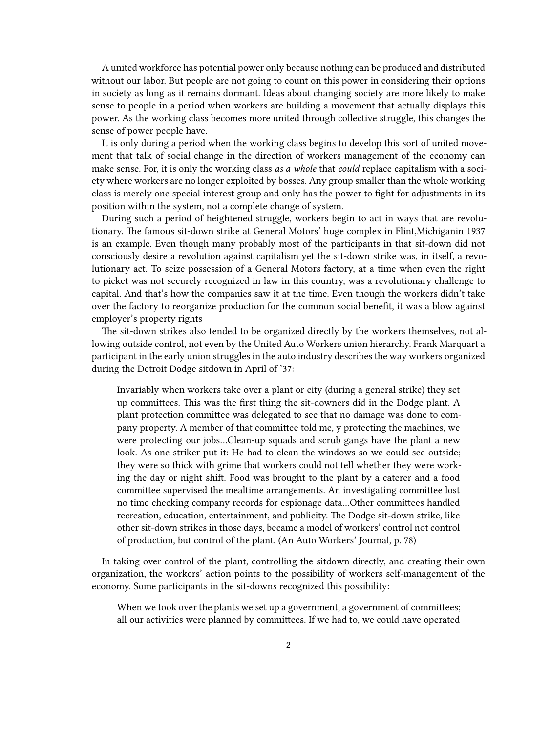A united workforce has potential power only because nothing can be produced and distributed without our labor. But people are not going to count on this power in considering their options in society as long as it remains dormant. Ideas about changing society are more likely to make sense to people in a period when workers are building a movement that actually displays this power. As the working class becomes more united through collective struggle, this changes the sense of power people have.

It is only during a period when the working class begins to develop this sort of united movement that talk of social change in the direction of workers management of the economy can make sense. For, it is only the working class *as a whole* that *could* replace capitalism with a society where workers are no longer exploited by bosses. Any group smaller than the whole working class is merely one special interest group and only has the power to fight for adjustments in its position within the system, not a complete change of system.

During such a period of heightened struggle, workers begin to act in ways that are revolutionary. The famous sit-down strike at General Motors' huge complex in Flint,Michiganin 1937 is an example. Even though many probably most of the participants in that sit-down did not consciously desire a revolution against capitalism yet the sit-down strike was, in itself, a revolutionary act. To seize possession of a General Motors factory, at a time when even the right to picket was not securely recognized in law in this country, was a revolutionary challenge to capital. And that's how the companies saw it at the time. Even though the workers didn't take over the factory to reorganize production for the common social benefit, it was a blow against employer's property rights

The sit-down strikes also tended to be organized directly by the workers themselves, not allowing outside control, not even by the United Auto Workers union hierarchy. Frank Marquart a participant in the early union struggles in the auto industry describes the way workers organized during the Detroit Dodge sitdown in April of '37:

> Invariably when workers take over a plant or city (during a general strike) they set up committees. This was the first thing the sit-downers did in the Dodge plant. A plant protection committee was delegated to see that no damage was done to company property. A member of that committee told me, y protecting the machines, we were protecting our jobs…Clean-up squads and scrub gangs have the plant a new look. As one striker put it: He had to clean the windows so we could see outside; they were so thick with grime that workers could not tell whether they were working the day or night shift. Food was brought to the plant by a caterer and a food committee supervised the mealtime arrangements. An investigating committee lost no time checking company records for espionage data…Other committees handled recreation, education, entertainment, and publicity. The Dodge sit-down strike, like other sit-down strikes in those days, became a model of workers' control not control of production, but control of the plant. (An Auto Workers' Journal, p. 78)

In taking over control of the plant, controlling the sitdown directly, and creating their own organization, the workers' action points to the possibility of workers self-management of the economy. Some participants in the sit-downs recognized this possibility:

> When we took over the plants we set up a government, a government of committees; all our activities were planned by committees. If we had to, we could have operated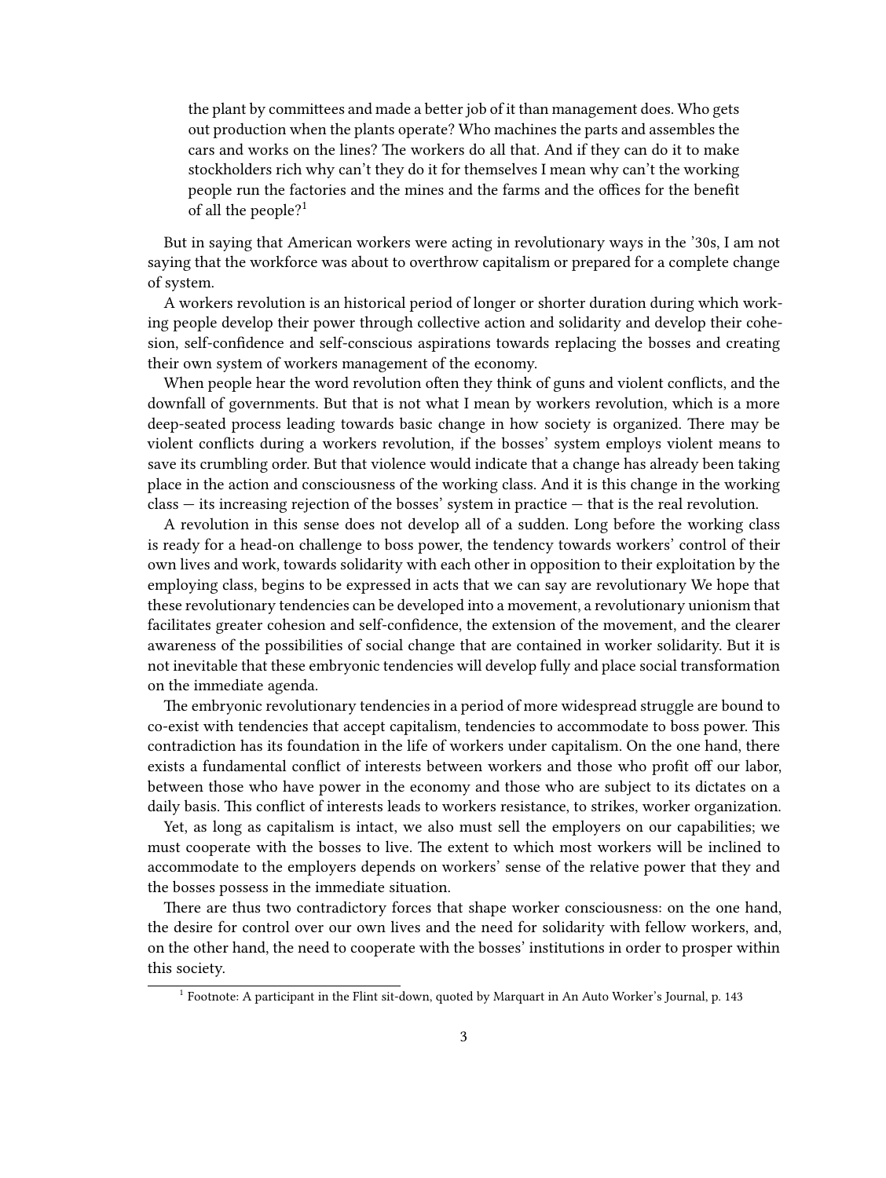> the plant by committees and made a better job of it than management does. Who gets out production when the plants operate? Who machines the parts and assembles the cars and works on the lines? The workers do all that. And if they can do it to make stockholders rich why can't they do it for themselves I mean why can't the working people run the factories and the mines and the farms and the offices for the benefit of all the people?[1]

But in saying that American workers were acting in revolutionary ways in the '30s, I am not saying that the workforce was about to overthrow capitalism or prepared for a complete change of system.

A workers revolution is an historical period of longer or shorter duration during which working people develop their power through collective action and solidarity and develop their cohesion, self-confidence and self-conscious aspirations towards replacing the bosses and creating their own system of workers management of the economy.

When people hear the word revolution often they think of guns and violent conflicts, and the downfall of governments. But that is not what I mean by workers revolution, which is a more deep-seated process leading towards basic change in how society is organized. There may be violent conflicts during a workers revolution, if the bosses' system employs violent means to save its crumbling order. But that violence would indicate that a change has already been taking place in the action and consciousness of the working class. And it is this change in the working class — its increasing rejection of the bosses' system in practice — that is the real revolution.

A revolution in this sense does not develop all of a sudden. Long before the working class is ready for a head-on challenge to boss power, the tendency towards workers' control of their own lives and work, towards solidarity with each other in opposition to their exploitation by the employing class, begins to be expressed in acts that we can say are revolutionary We hope that these revolutionary tendencies can be developed into a movement, a revolutionary unionism that facilitates greater cohesion and self-confidence, the extension of the movement, and the clearer awareness of the possibilities of social change that are contained in worker solidarity. But it is not inevitable that these embryonic tendencies will develop fully and place social transformation on the immediate agenda.

The embryonic revolutionary tendencies in a period of more widespread struggle are bound to co-exist with tendencies that accept capitalism, tendencies to accommodate to boss power. This contradiction has its foundation in the life of workers under capitalism. On the one hand, there exists a fundamental conflict of interests between workers and those who profit off our labor, between those who have power in the economy and those who are subject to its dictates on a daily basis. This conflict of interests leads to workers resistance, to strikes, worker organization.

Yet, as long as capitalism is intact, we also must sell the employers on our capabilities; we must cooperate with the bosses to live. The extent to which most workers will be inclined to accommodate to the employers depends on workers' sense of the relative power that they and the bosses possess in the immediate situation.

There are thus two contradictory forces that shape worker consciousness: on the one hand, the desire for control over our own lives and the need for solidarity with fellow workers, and, on the other hand, the need to cooperate with the bosses' institutions in order to prosper within this society.

[1] Footnote: A participant in the Flint sit-down, quoted by Marquart in An Auto Worker's Journal, p. 143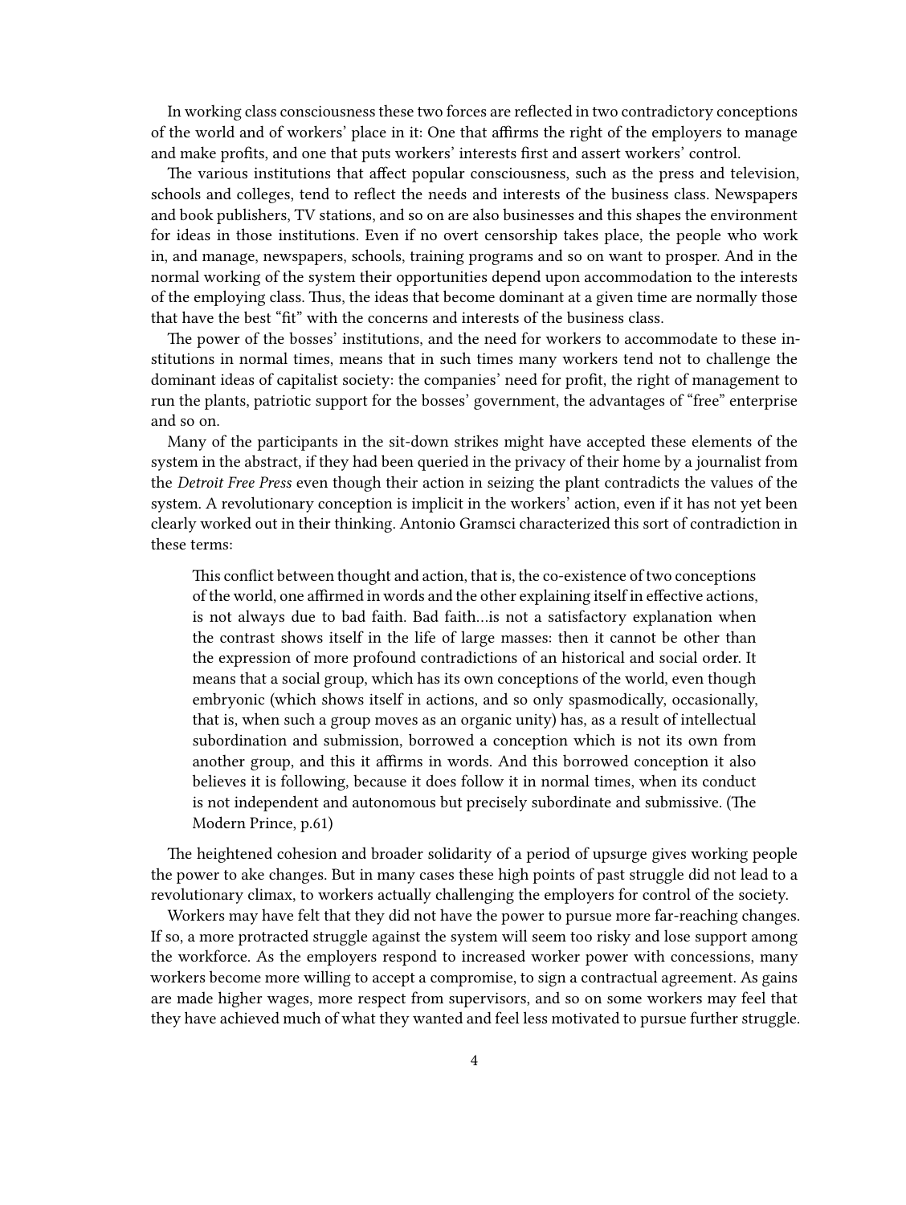In working class consciousness these two forces are reflected in two contradictory conceptions of the world and of workers' place in it: One that affirms the right of the employers to manage and make profits, and one that puts workers' interests first and assert workers' control.

The various institutions that affect popular consciousness, such as the press and television, schools and colleges, tend to reflect the needs and interests of the business class. Newspapers and book publishers, TV stations, and so on are also businesses and this shapes the environment for ideas in those institutions. Even if no overt censorship takes place, the people who work in, and manage, newspapers, schools, training programs and so on want to prosper. And in the normal working of the system their opportunities depend upon accommodation to the interests of the employing class. Thus, the ideas that become dominant at a given time are normally those that have the best "fit" with the concerns and interests of the business class.

The power of the bosses' institutions, and the need for workers to accommodate to these institutions in normal times, means that in such times many workers tend not to challenge the dominant ideas of capitalist society: the companies' need for profit, the right of management to run the plants, patriotic support for the bosses' government, the advantages of "free" enterprise and so on.

Many of the participants in the sit-down strikes might have accepted these elements of the system in the abstract, if they had been queried in the privacy of their home by a journalist from the *Detroit Free Press* even though their action in seizing the plant contradicts the values of the system. A revolutionary conception is implicit in the workers' action, even if it has not yet been clearly worked out in their thinking. Antonio Gramsci characterized this sort of contradiction in these terms:

> This conflict between thought and action, that is, the co-existence of two conceptions of the world, one affirmed in words and the other explaining itself in effective actions, is not always due to bad faith. Bad faith…is not a satisfactory explanation when the contrast shows itself in the life of large masses: then it cannot be other than the expression of more profound contradictions of an historical and social order. It means that a social group, which has its own conceptions of the world, even though embryonic (which shows itself in actions, and so only spasmodically, occasionally, that is, when such a group moves as an organic unity) has, as a result of intellectual subordination and submission, borrowed a conception which is not its own from another group, and this it affirms in words. And this borrowed conception it also believes it is following, because it does follow it in normal times, when its conduct is not independent and autonomous but precisely subordinate and submissive. (The Modern Prince, p.61)

The heightened cohesion and broader solidarity of a period of upsurge gives working people the power to ake changes. But in many cases these high points of past struggle did not lead to a revolutionary climax, to workers actually challenging the employers for control of the society.

Workers may have felt that they did not have the power to pursue more far-reaching changes. If so, a more protracted struggle against the system will seem too risky and lose support among the workforce. As the employers respond to increased worker power with concessions, many workers become more willing to accept a compromise, to sign a contractual agreement. As gains are made higher wages, more respect from supervisors, and so on some workers may feel that they have achieved much of what they wanted and feel less motivated to pursue further struggle.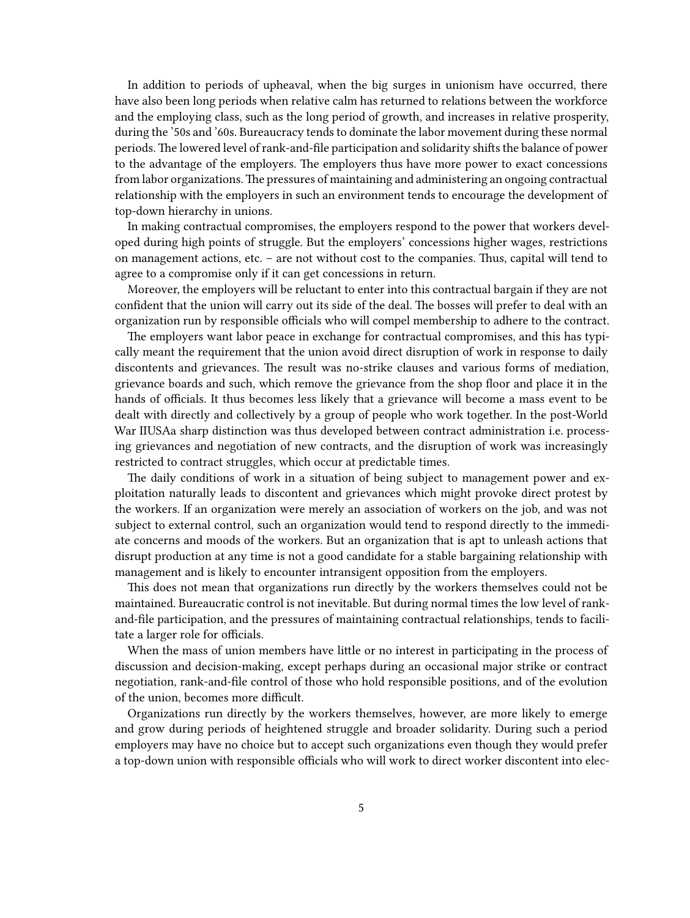In addition to periods of upheaval, when the big surges in unionism have occurred, there have also been long periods when relative calm has returned to relations between the workforce and the employing class, such as the long period of growth, and increases in relative prosperity, during the '50s and '60s. Bureaucracy tends to dominate the labor movement during these normal periods. The lowered level of rank-and-file participation and solidarity shifts the balance of power to the advantage of the employers. The employers thus have more power to exact concessions from labor organizations. The pressures of maintaining and administering an ongoing contractual relationship with the employers in such an environment tends to encourage the development of top-down hierarchy in unions.

In making contractual compromises, the employers respond to the power that workers developed during high points of struggle. But the employers' concessions higher wages, restrictions on management actions, etc. – are not without cost to the companies. Thus, capital will tend to agree to a compromise only if it can get concessions in return.

Moreover, the employers will be reluctant to enter into this contractual bargain if they are not confident that the union will carry out its side of the deal. The bosses will prefer to deal with an organization run by responsible officials who will compel membership to adhere to the contract.

The employers want labor peace in exchange for contractual compromises, and this has typically meant the requirement that the union avoid direct disruption of work in response to daily discontents and grievances. The result was no-strike clauses and various forms of mediation, grievance boards and such, which remove the grievance from the shop floor and place it in the hands of officials. It thus becomes less likely that a grievance will become a mass event to be dealt with directly and collectively by a group of people who work together. In the post-World War IIUSAa sharp distinction was thus developed between contract administration i.e. processing grievances and negotiation of new contracts, and the disruption of work was increasingly restricted to contract struggles, which occur at predictable times.

The daily conditions of work in a situation of being subject to management power and exploitation naturally leads to discontent and grievances which might provoke direct protest by the workers. If an organization were merely an association of workers on the job, and was not subject to external control, such an organization would tend to respond directly to the immediate concerns and moods of the workers. But an organization that is apt to unleash actions that disrupt production at any time is not a good candidate for a stable bargaining relationship with management and is likely to encounter intransigent opposition from the employers.

This does not mean that organizations run directly by the workers themselves could not be maintained. Bureaucratic control is not inevitable. But during normal times the low level of rank-and-file participation, and the pressures of maintaining contractual relationships, tends to facilitate a larger role for officials.

When the mass of union members have little or no interest in participating in the process of discussion and decision-making, except perhaps during an occasional major strike or contract negotiation, rank-and-file control of those who hold responsible positions, and of the evolution of the union, becomes more difficult.

Organizations run directly by the workers themselves, however, are more likely to emerge and grow during periods of heightened struggle and broader solidarity. During such a period employers may have no choice but to accept such organizations even though they would prefer a top-down union with responsible officials who will work to direct worker discontent into elec-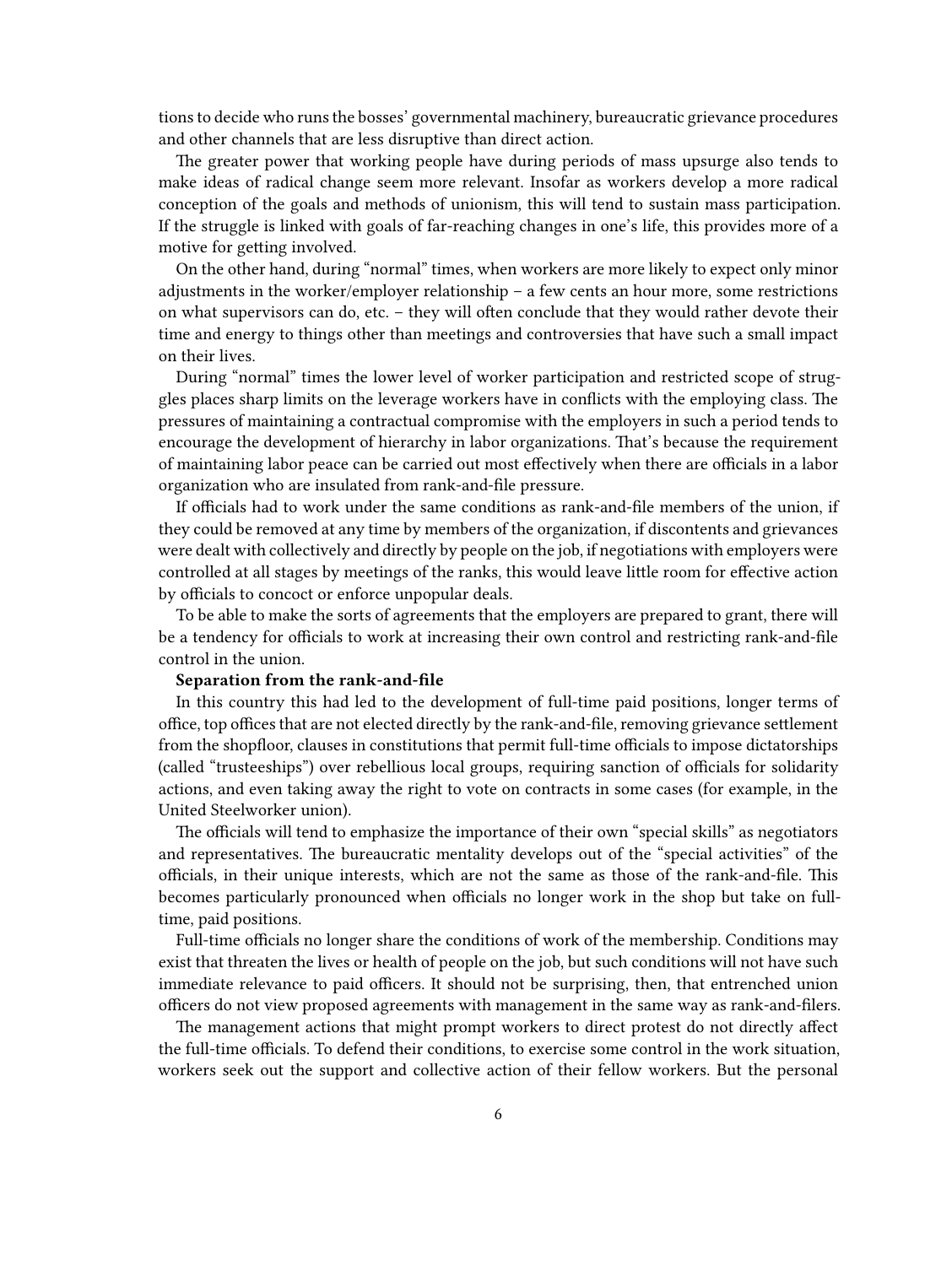tions to decide who runs the bosses' governmental machinery, bureaucratic grievance procedures and other channels that are less disruptive than direct action.

The greater power that working people have during periods of mass upsurge also tends to make ideas of radical change seem more relevant. Insofar as workers develop a more radical conception of the goals and methods of unionism, this will tend to sustain mass participation. If the struggle is linked with goals of far-reaching changes in one's life, this provides more of a motive for getting involved.

On the other hand, during "normal" times, when workers are more likely to expect only minor adjustments in the worker/employer relationship – a few cents an hour more, some restrictions on what supervisors can do, etc. – they will often conclude that they would rather devote their time and energy to things other than meetings and controversies that have such a small impact on their lives.

During "normal" times the lower level of worker participation and restricted scope of struggles places sharp limits on the leverage workers have in conflicts with the employing class. The pressures of maintaining a contractual compromise with the employers in such a period tends to encourage the development of hierarchy in labor organizations. That's because the requirement of maintaining labor peace can be carried out most effectively when there are officials in a labor organization who are insulated from rank-and-file pressure.

If officials had to work under the same conditions as rank-and-file members of the union, if they could be removed at any time by members of the organization, if discontents and grievances were dealt with collectively and directly by people on the job, if negotiations with employers were controlled at all stages by meetings of the ranks, this would leave little room for effective action by officials to concoct or enforce unpopular deals.

To be able to make the sorts of agreements that the employers are prepared to grant, there will be a tendency for officials to work at increasing their own control and restricting rank-and-file control in the union.

**Separation from the rank-and-file**

In this country this had led to the development of full-time paid positions, longer terms of office, top offices that are not elected directly by the rank-and-file, removing grievance settlement from the shopfloor, clauses in constitutions that permit full-time officials to impose dictatorships (called "trusteeships") over rebellious local groups, requiring sanction of officials for solidarity actions, and even taking away the right to vote on contracts in some cases (for example, in the United Steelworker union).

The officials will tend to emphasize the importance of their own "special skills" as negotiators and representatives. The bureaucratic mentality develops out of the "special activities" of the officials, in their unique interests, which are not the same as those of the rank-and-file. This becomes particularly pronounced when officials no longer work in the shop but take on full-time, paid positions.

Full-time officials no longer share the conditions of work of the membership. Conditions may exist that threaten the lives or health of people on the job, but such conditions will not have such immediate relevance to paid officers. It should not be surprising, then, that entrenched union officers do not view proposed agreements with management in the same way as rank-and-filers.

The management actions that might prompt workers to direct protest do not directly affect the full-time officials. To defend their conditions, to exercise some control in the work situation, workers seek out the support and collective action of their fellow workers. But the personal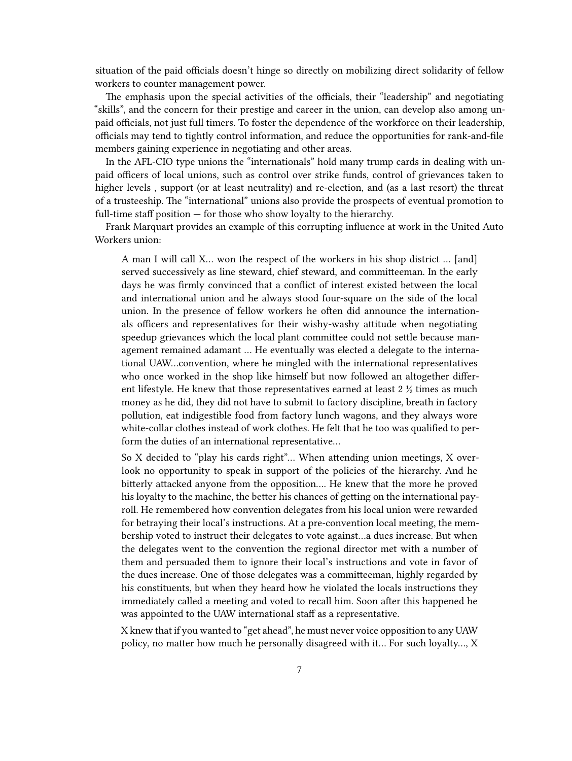situation of the paid officials doesn't hinge so directly on mobilizing direct solidarity of fellow workers to counter management power.

The emphasis upon the special activities of the officials, their "leadership" and negotiating "skills", and the concern for their prestige and career in the union, can develop also among unpaid officials, not just full timers. To foster the dependence of the workforce on their leadership, officials may tend to tightly control information, and reduce the opportunities for rank-and-file members gaining experience in negotiating and other areas.

In the AFL-CIO type unions the "internationals" hold many trump cards in dealing with unpaid officers of local unions, such as control over strike funds, control of grievances taken to higher levels , support (or at least neutrality) and re-election, and (as a last resort) the threat of a trusteeship. The "international" unions also provide the prospects of eventual promotion to full-time staff position — for those who show loyalty to the hierarchy.

Frank Marquart provides an example of this corrupting influence at work in the United Auto Workers union:

> A man I will call X… won the respect of the workers in his shop district … [and] served successively as line steward, chief steward, and committeeman. In the early days he was firmly convinced that a conflict of interest existed between the local and international union and he always stood four-square on the side of the local union. In the presence of fellow workers he often did announce the internationals officers and representatives for their wishy-washy attitude when negotiating speedup grievances which the local plant committee could not settle because management remained adamant … He eventually was elected a delegate to the international UAW…convention, where he mingled with the international representatives who once worked in the shop like himself but now followed an altogether different lifestyle. He knew that those representatives earned at least 2 ½ times as much money as he did, they did not have to submit to factory discipline, breath in factory pollution, eat indigestible food from factory lunch wagons, and they always wore white-collar clothes instead of work clothes. He felt that he too was qualified to perform the duties of an international representative…
>
> So X decided to "play his cards right"… When attending union meetings, X overlook no opportunity to speak in support of the policies of the hierarchy. And he bitterly attacked anyone from the opposition…. He knew that the more he proved his loyalty to the machine, the better his chances of getting on the international payroll. He remembered how convention delegates from his local union were rewarded for betraying their local's instructions. At a pre-convention local meeting, the membership voted to instruct their delegates to vote against…a dues increase. But when the delegates went to the convention the regional director met with a number of them and persuaded them to ignore their local's instructions and vote in favor of the dues increase. One of those delegates was a committeeman, highly regarded by his constituents, but when they heard how he violated the locals instructions they immediately called a meeting and voted to recall him. Soon after this happened he was appointed to the UAW international staff as a representative.
>
> X knew that if you wanted to "get ahead", he must never voice opposition to any UAW policy, no matter how much he personally disagreed with it… For such loyalty…, X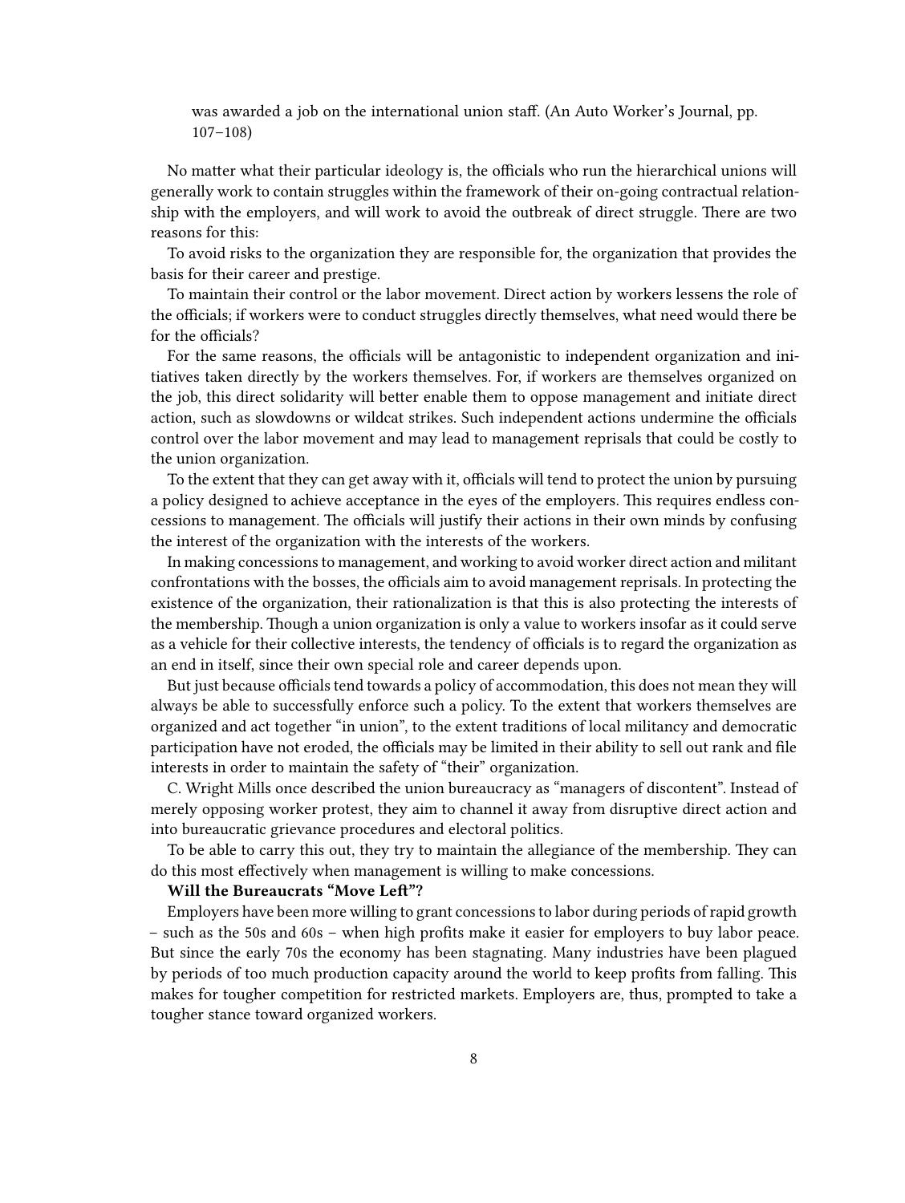> was awarded a job on the international union staff. (An Auto Worker's Journal, pp. 107–108)

No matter what their particular ideology is, the officials who run the hierarchical unions will generally work to contain struggles within the framework of their on-going contractual relationship with the employers, and will work to avoid the outbreak of direct struggle. There are two reasons for this:

To avoid risks to the organization they are responsible for, the organization that provides the basis for their career and prestige.

To maintain their control or the labor movement. Direct action by workers lessens the role of the officials; if workers were to conduct struggles directly themselves, what need would there be for the officials?

For the same reasons, the officials will be antagonistic to independent organization and initiatives taken directly by the workers themselves. For, if workers are themselves organized on the job, this direct solidarity will better enable them to oppose management and initiate direct action, such as slowdowns or wildcat strikes. Such independent actions undermine the officials control over the labor movement and may lead to management reprisals that could be costly to the union organization.

To the extent that they can get away with it, officials will tend to protect the union by pursuing a policy designed to achieve acceptance in the eyes of the employers. This requires endless concessions to management. The officials will justify their actions in their own minds by confusing the interest of the organization with the interests of the workers.

In making concessions to management, and working to avoid worker direct action and militant confrontations with the bosses, the officials aim to avoid management reprisals. In protecting the existence of the organization, their rationalization is that this is also protecting the interests of the membership. Though a union organization is only a value to workers insofar as it could serve as a vehicle for their collective interests, the tendency of officials is to regard the organization as an end in itself, since their own special role and career depends upon.

But just because officials tend towards a policy of accommodation, this does not mean they will always be able to successfully enforce such a policy. To the extent that workers themselves are organized and act together "in union", to the extent traditions of local militancy and democratic participation have not eroded, the officials may be limited in their ability to sell out rank and file interests in order to maintain the safety of "their" organization.

C. Wright Mills once described the union bureaucracy as "managers of discontent". Instead of merely opposing worker protest, they aim to channel it away from disruptive direct action and into bureaucratic grievance procedures and electoral politics.

To be able to carry this out, they try to maintain the allegiance of the membership. They can do this most effectively when management is willing to make concessions.

**Will the Bureaucrats "Move Left"?**

Employers have been more willing to grant concessions to labor during periods of rapid growth – such as the 50s and 60s – when high profits make it easier for employers to buy labor peace. But since the early 70s the economy has been stagnating. Many industries have been plagued by periods of too much production capacity around the world to keep profits from falling. This makes for tougher competition for restricted markets. Employers are, thus, prompted to take a tougher stance toward organized workers.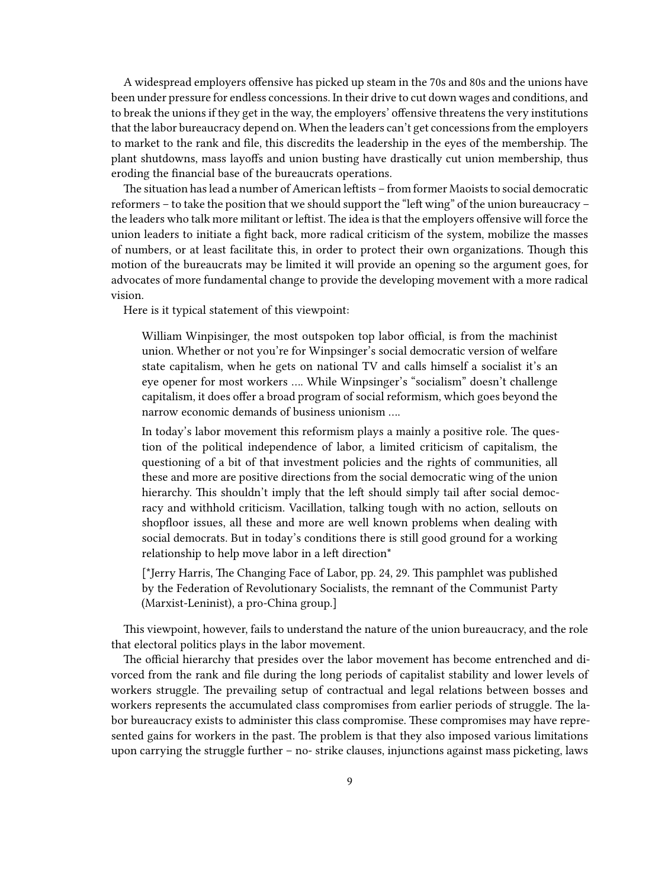A widespread employers offensive has picked up steam in the 70s and 80s and the unions have been under pressure for endless concessions. In their drive to cut down wages and conditions, and to break the unions if they get in the way, the employers' offensive threatens the very institutions that the labor bureaucracy depend on. When the leaders can't get concessions from the employers to market to the rank and file, this discredits the leadership in the eyes of the membership. The plant shutdowns, mass layoffs and union busting have drastically cut union membership, thus eroding the financial base of the bureaucrats operations.

The situation has lead a number of American leftists – from former Maoists to social democratic reformers – to take the position that we should support the "left wing" of the union bureaucracy – the leaders who talk more militant or leftist. The idea is that the employers offensive will force the union leaders to initiate a fight back, more radical criticism of the system, mobilize the masses of numbers, or at least facilitate this, in order to protect their own organizations. Though this motion of the bureaucrats may be limited it will provide an opening so the argument goes, for advocates of more fundamental change to provide the developing movement with a more radical vision.

Here is it typical statement of this viewpoint:

> William Winpisinger, the most outspoken top labor official, is from the machinist union. Whether or not you're for Winpsinger's social democratic version of welfare state capitalism, when he gets on national TV and calls himself a socialist it's an eye opener for most workers …. While Winpsinger's "socialism" doesn't challenge capitalism, it does offer a broad program of social reformism, which goes beyond the narrow economic demands of business unionism ….
>
> In today's labor movement this reformism plays a mainly a positive role. The question of the political independence of labor, a limited criticism of capitalism, the questioning of a bit of that investment policies and the rights of communities, all these and more are positive directions from the social democratic wing of the union hierarchy. This shouldn't imply that the left should simply tail after social democracy and withhold criticism. Vacillation, talking tough with no action, sellouts on shopfloor issues, all these and more are well known problems when dealing with social democrats. But in today's conditions there is still good ground for a working relationship to help move labor in a left direction*
>
> [*Jerry Harris, The Changing Face of Labor, pp. 24, 29. This pamphlet was published by the Federation of Revolutionary Socialists, the remnant of the Communist Party (Marxist-Leninist), a pro-China group.]

This viewpoint, however, fails to understand the nature of the union bureaucracy, and the role that electoral politics plays in the labor movement.

The official hierarchy that presides over the labor movement has become entrenched and divorced from the rank and file during the long periods of capitalist stability and lower levels of workers struggle. The prevailing setup of contractual and legal relations between bosses and workers represents the accumulated class compromises from earlier periods of struggle. The labor bureaucracy exists to administer this class compromise. These compromises may have represented gains for workers in the past. The problem is that they also imposed various limitations upon carrying the struggle further – no- strike clauses, injunctions against mass picketing, laws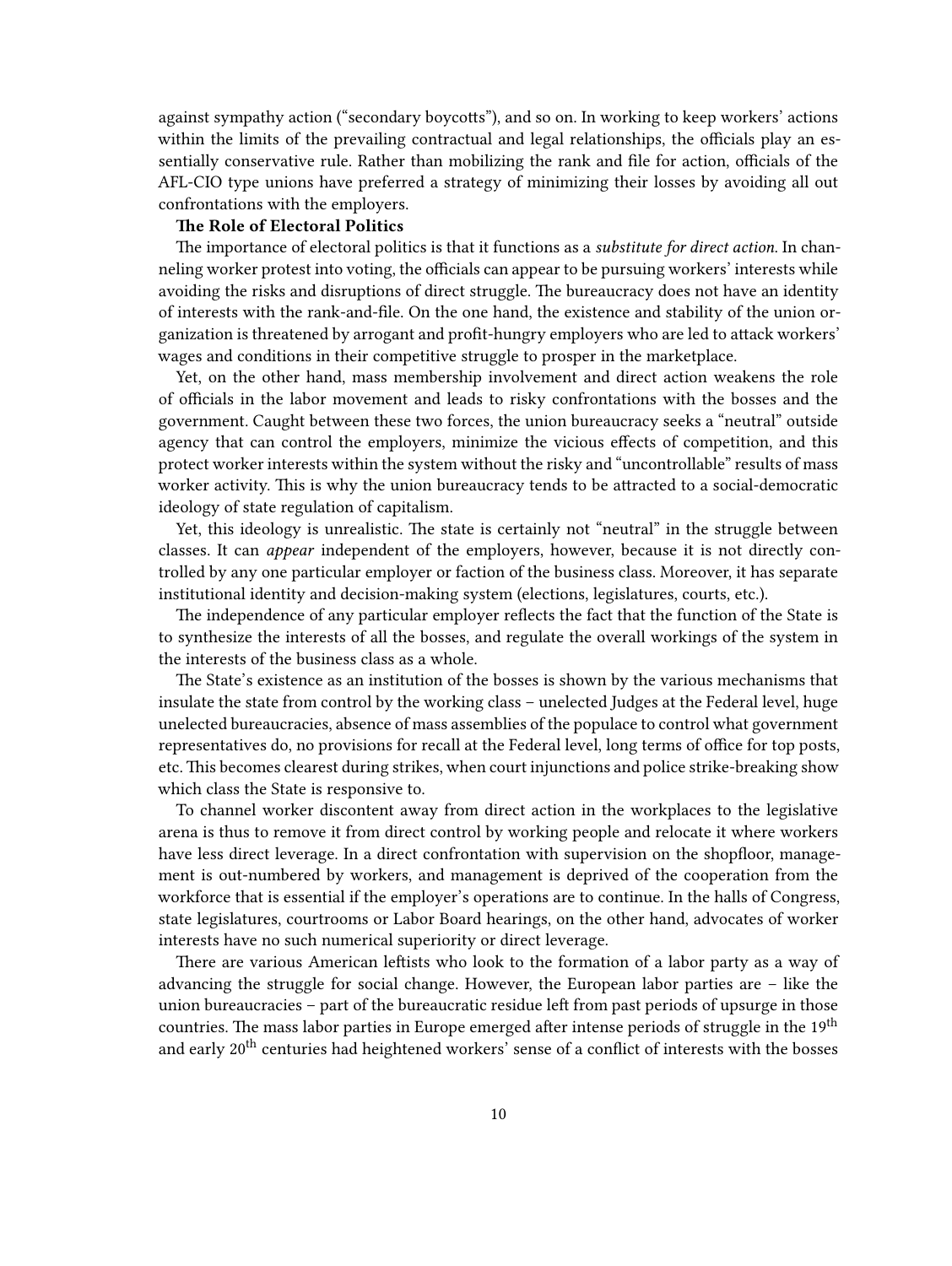against sympathy action ("secondary boycotts"), and so on. In working to keep workers' actions within the limits of the prevailing contractual and legal relationships, the officials play an essentially conservative rule. Rather than mobilizing the rank and file for action, officials of the AFL-CIO type unions have preferred a strategy of minimizing their losses by avoiding all out confrontations with the employers.

**The Role of Electoral Politics**

The importance of electoral politics is that it functions as a *substitute for direct action.* In channeling worker protest into voting, the officials can appear to be pursuing workers' interests while avoiding the risks and disruptions of direct struggle. The bureaucracy does not have an identity of interests with the rank-and-file. On the one hand, the existence and stability of the union organization is threatened by arrogant and profit-hungry employers who are led to attack workers' wages and conditions in their competitive struggle to prosper in the marketplace.

Yet, on the other hand, mass membership involvement and direct action weakens the role of officials in the labor movement and leads to risky confrontations with the bosses and the government. Caught between these two forces, the union bureaucracy seeks a "neutral" outside agency that can control the employers, minimize the vicious effects of competition, and this protect worker interests within the system without the risky and "uncontrollable" results of mass worker activity. This is why the union bureaucracy tends to be attracted to a social-democratic ideology of state regulation of capitalism.

Yet, this ideology is unrealistic. The state is certainly not "neutral" in the struggle between classes. It can *appear* independent of the employers, however, because it is not directly controlled by any one particular employer or faction of the business class. Moreover, it has separate institutional identity and decision-making system (elections, legislatures, courts, etc.).

The independence of any particular employer reflects the fact that the function of the State is to synthesize the interests of all the bosses, and regulate the overall workings of the system in the interests of the business class as a whole.

The State's existence as an institution of the bosses is shown by the various mechanisms that insulate the state from control by the working class – unelected Judges at the Federal level, huge unelected bureaucracies, absence of mass assemblies of the populace to control what government representatives do, no provisions for recall at the Federal level, long terms of office for top posts, etc. This becomes clearest during strikes, when court injunctions and police strike-breaking show which class the State is responsive to.

To channel worker discontent away from direct action in the workplaces to the legislative arena is thus to remove it from direct control by working people and relocate it where workers have less direct leverage. In a direct confrontation with supervision on the shopfloor, management is out-numbered by workers, and management is deprived of the cooperation from the workforce that is essential if the employer's operations are to continue. In the halls of Congress, state legislatures, courtrooms or Labor Board hearings, on the other hand, advocates of worker interests have no such numerical superiority or direct leverage.

There are various American leftists who look to the formation of a labor party as a way of advancing the struggle for social change. However, the European labor parties are – like the union bureaucracies – part of the bureaucratic residue left from past periods of upsurge in those countries. The mass labor parties in Europe emerged after intense periods of struggle in the 19th and early 20th centuries had heightened workers' sense of a conflict of interests with the bosses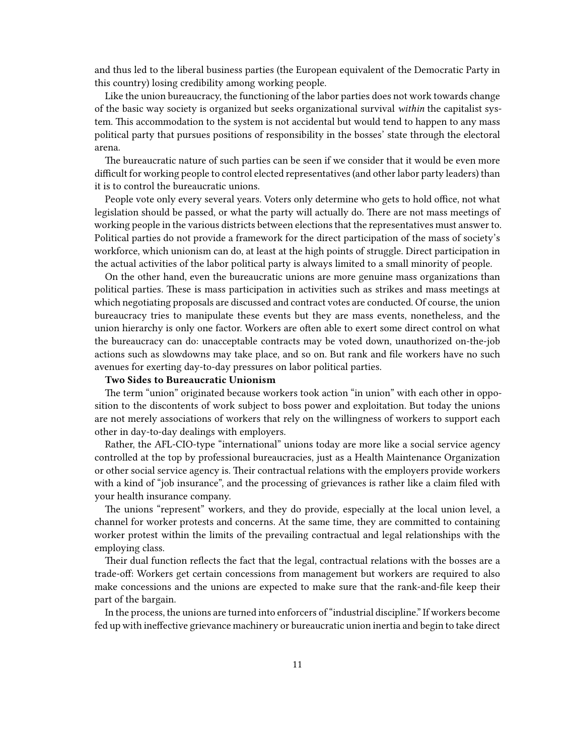and thus led to the liberal business parties (the European equivalent of the Democratic Party in this country) losing credibility among working people.

Like the union bureaucracy, the functioning of the labor parties does not work towards change of the basic way society is organized but seeks organizational survival *within* the capitalist system. This accommodation to the system is not accidental but would tend to happen to any mass political party that pursues positions of responsibility in the bosses' state through the electoral arena.

The bureaucratic nature of such parties can be seen if we consider that it would be even more difficult for working people to control elected representatives (and other labor party leaders) than it is to control the bureaucratic unions.

People vote only every several years. Voters only determine who gets to hold office, not what legislation should be passed, or what the party will actually do. There are not mass meetings of working people in the various districts between elections that the representatives must answer to. Political parties do not provide a framework for the direct participation of the mass of society's workforce, which unionism can do, at least at the high points of struggle. Direct participation in the actual activities of the labor political party is always limited to a small minority of people.

On the other hand, even the bureaucratic unions are more genuine mass organizations than political parties. These is mass participation in activities such as strikes and mass meetings at which negotiating proposals are discussed and contract votes are conducted. Of course, the union bureaucracy tries to manipulate these events but they are mass events, nonetheless, and the union hierarchy is only one factor. Workers are often able to exert some direct control on what the bureaucracy can do: unacceptable contracts may be voted down, unauthorized on-the-job actions such as slowdowns may take place, and so on. But rank and file workers have no such avenues for exerting day-to-day pressures on labor political parties.

**Two Sides to Bureaucratic Unionism**

The term "union" originated because workers took action "in union" with each other in opposition to the discontents of work subject to boss power and exploitation. But today the unions are not merely associations of workers that rely on the willingness of workers to support each other in day-to-day dealings with employers.

Rather, the AFL-CIO-type "international" unions today are more like a social service agency controlled at the top by professional bureaucracies, just as a Health Maintenance Organization or other social service agency is. Their contractual relations with the employers provide workers with a kind of "job insurance", and the processing of grievances is rather like a claim filed with your health insurance company.

The unions "represent" workers, and they do provide, especially at the local union level, a channel for worker protests and concerns. At the same time, they are committed to containing worker protest within the limits of the prevailing contractual and legal relationships with the employing class.

Their dual function reflects the fact that the legal, contractual relations with the bosses are a trade-off: Workers get certain concessions from management but workers are required to also make concessions and the unions are expected to make sure that the rank-and-file keep their part of the bargain.

In the process, the unions are turned into enforcers of "industrial discipline." If workers become fed up with ineffective grievance machinery or bureaucratic union inertia and begin to take direct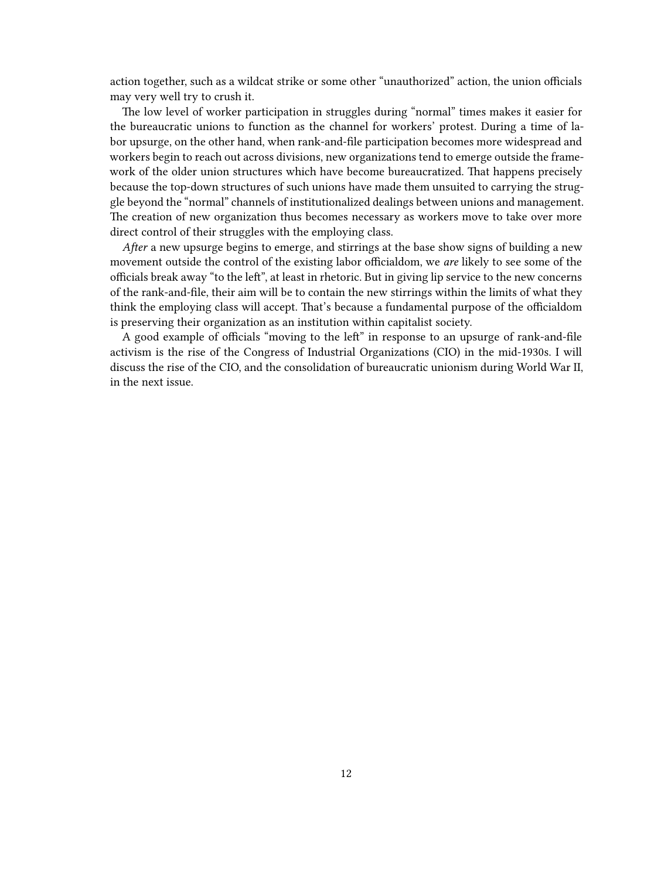action together, such as a wildcat strike or some other "unauthorized" action, the union officials may very well try to crush it.

The low level of worker participation in struggles during "normal" times makes it easier for the bureaucratic unions to function as the channel for workers' protest. During a time of labor upsurge, on the other hand, when rank-and-file participation becomes more widespread and workers begin to reach out across divisions, new organizations tend to emerge outside the framework of the older union structures which have become bureaucratized. That happens precisely because the top-down structures of such unions have made them unsuited to carrying the struggle beyond the "normal" channels of institutionalized dealings between unions and management. The creation of new organization thus becomes necessary as workers move to take over more direct control of their struggles with the employing class.

*After* a new upsurge begins to emerge, and stirrings at the base show signs of building a new movement outside the control of the existing labor officialdom, we *are* likely to see some of the officials break away "to the left", at least in rhetoric. But in giving lip service to the new concerns of the rank-and-file, their aim will be to contain the new stirrings within the limits of what they think the employing class will accept. That's because a fundamental purpose of the officialdom is preserving their organization as an institution within capitalist society.

A good example of officials "moving to the left" in response to an upsurge of rank-and-file activism is the rise of the Congress of Industrial Organizations (CIO) in the mid-1930s. I will discuss the rise of the CIO, and the consolidation of bureaucratic unionism during World War II, in the next issue.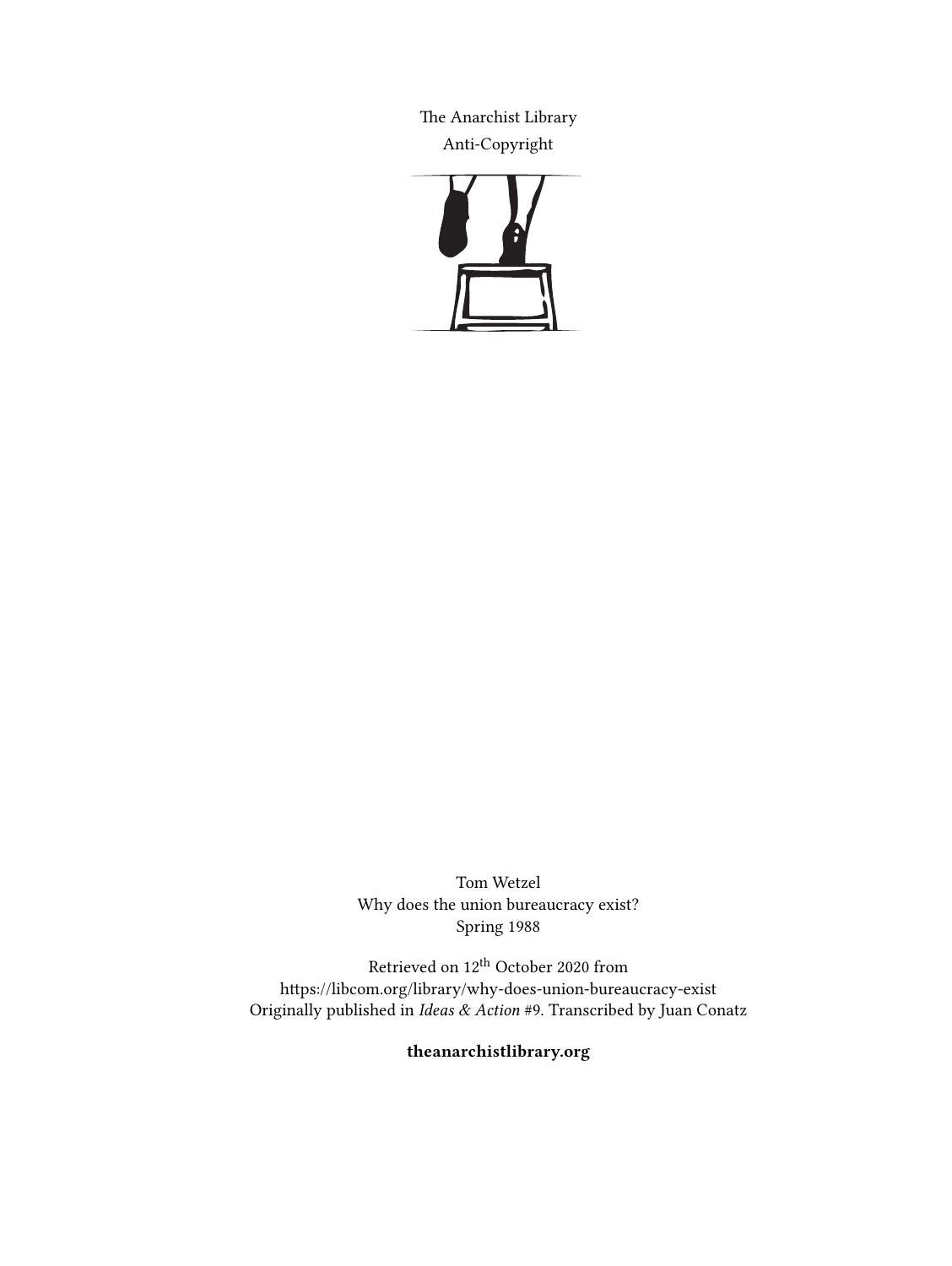The Anarchist Library
Anti-Copyright

Tom Wetzel
Why does the union bureaucracy exist?
Spring 1988

Retrieved on 12th October 2020 from
https://libcom.org/library/why-does-union-bureaucracy-exist
Originally published in *Ideas & Action* #9. Transcribed by Juan Conatz

**theanarchistlibrary.org**